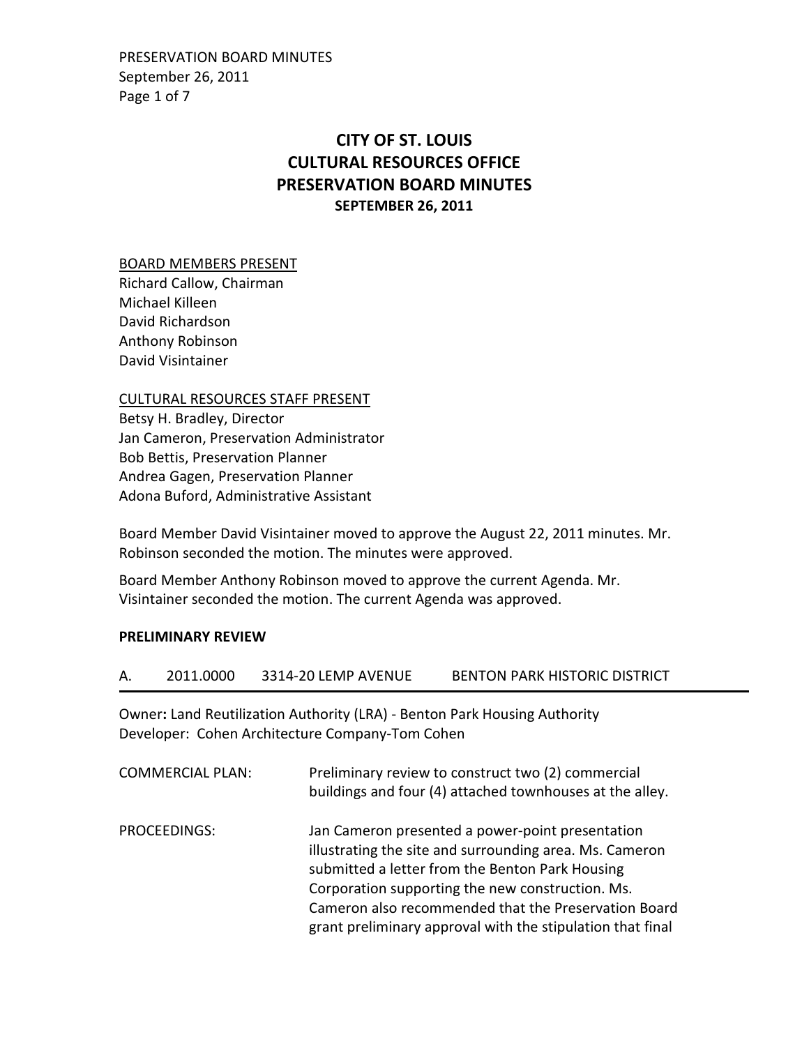# CITY OF ST. LOUIS
# CULTURAL RESOURCES OFFICE
# PRESERVATION BOARD MINUTES
## SEPTEMBER 26, 2011

BOARD MEMBERS PRESENT
Richard Callow, Chairman
Michael Killeen
David Richardson
Anthony Robinson
David Visintainer

CULTURAL RESOURCES STAFF PRESENT
Betsy H. Bradley, Director
Jan Cameron, Preservation Administrator
Bob Bettis, Preservation Planner
Andrea Gagen, Preservation Planner
Adona Buford, Administrative Assistant

Board Member David Visintainer moved to approve the August 22, 2011 minutes. Mr. Robinson seconded the motion. The minutes were approved.

Board Member Anthony Robinson moved to approve the current Agenda. Mr. Visintainer seconded the motion. The current Agenda was approved.

**PRELIMINARY REVIEW**

A. 2011.0000 3314-20 LEMP AVENUE BENTON PARK HISTORIC DISTRICT

---

Owner**:** Land Reutilization Authority (LRA) - Benton Park Housing Authority
Developer: Cohen Architecture Company-Tom Cohen

COMMERCIAL PLAN: Preliminary review to construct two (2) commercial buildings and four (4) attached townhouses at the alley.

PROCEEDINGS: Jan Cameron presented a power-point presentation illustrating the site and surrounding area. Ms. Cameron submitted a letter from the Benton Park Housing Corporation supporting the new construction. Ms. Cameron also recommended that the Preservation Board grant preliminary approval with the stipulation that final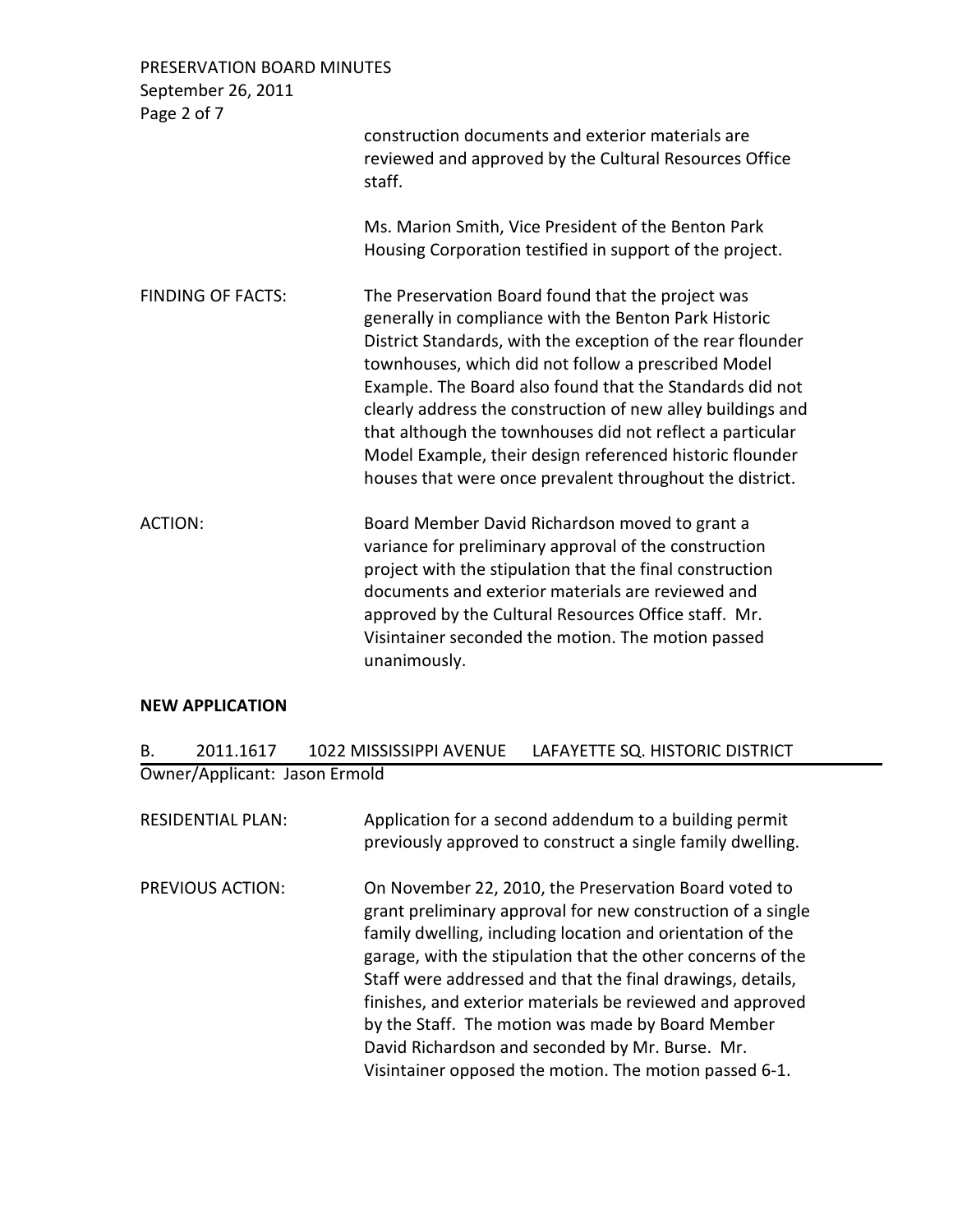construction documents and exterior materials are reviewed and approved by the Cultural Resources Office staff.

Ms. Marion Smith, Vice President of the Benton Park Housing Corporation testified in support of the project.

FINDING OF FACTS: The Preservation Board found that the project was generally in compliance with the Benton Park Historic District Standards, with the exception of the rear flounder townhouses, which did not follow a prescribed Model Example. The Board also found that the Standards did not clearly address the construction of new alley buildings and that although the townhouses did not reflect a particular Model Example, their design referenced historic flounder houses that were once prevalent throughout the district.

ACTION: Board Member David Richardson moved to grant a variance for preliminary approval of the construction project with the stipulation that the final construction documents and exterior materials are reviewed and approved by the Cultural Resources Office staff. Mr. Visintainer seconded the motion. The motion passed unanimously.

**NEW APPLICATION**

B. 2011.1617 1022 MISSISSIPPI AVENUE LAFAYETTE SQ. HISTORIC DISTRICT

Owner/Applicant: Jason Ermold

RESIDENTIAL PLAN: Application for a second addendum to a building permit previously approved to construct a single family dwelling.

PREVIOUS ACTION: On November 22, 2010, the Preservation Board voted to grant preliminary approval for new construction of a single family dwelling, including location and orientation of the garage, with the stipulation that the other concerns of the Staff were addressed and that the final drawings, details, finishes, and exterior materials be reviewed and approved by the Staff. The motion was made by Board Member David Richardson and seconded by Mr. Burse. Mr. Visintainer opposed the motion. The motion passed 6-1.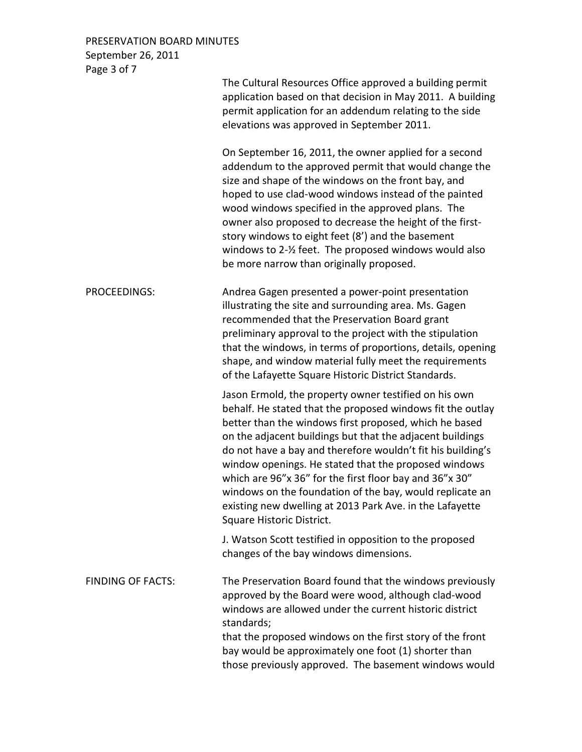The Cultural Resources Office approved a building permit application based on that decision in May 2011. A building permit application for an addendum relating to the side elevations was approved in September 2011.

On September 16, 2011, the owner applied for a second addendum to the approved permit that would change the size and shape of the windows on the front bay, and hoped to use clad-wood windows instead of the painted wood windows specified in the approved plans. The owner also proposed to decrease the height of the first-story windows to eight feet (8') and the basement windows to 2-½ feet. The proposed windows would also be more narrow than originally proposed.

**PROCEEDINGS:** Andrea Gagen presented a power-point presentation illustrating the site and surrounding area. Ms. Gagen recommended that the Preservation Board grant preliminary approval to the project with the stipulation that the windows, in terms of proportions, details, opening shape, and window material fully meet the requirements of the Lafayette Square Historic District Standards.

Jason Ermold, the property owner testified on his own behalf. He stated that the proposed windows fit the outlay better than the windows first proposed, which he based on the adjacent buildings but that the adjacent buildings do not have a bay and therefore wouldn't fit his building's window openings. He stated that the proposed windows which are 96"x 36" for the first floor bay and 36"x 30" windows on the foundation of the bay, would replicate an existing new dwelling at 2013 Park Ave. in the Lafayette Square Historic District.

J. Watson Scott testified in opposition to the proposed changes of the bay windows dimensions.

**FINDING OF FACTS:** The Preservation Board found that the windows previously approved by the Board were wood, although clad-wood windows are allowed under the current historic district standards;

that the proposed windows on the first story of the front bay would be approximately one foot (1) shorter than those previously approved. The basement windows would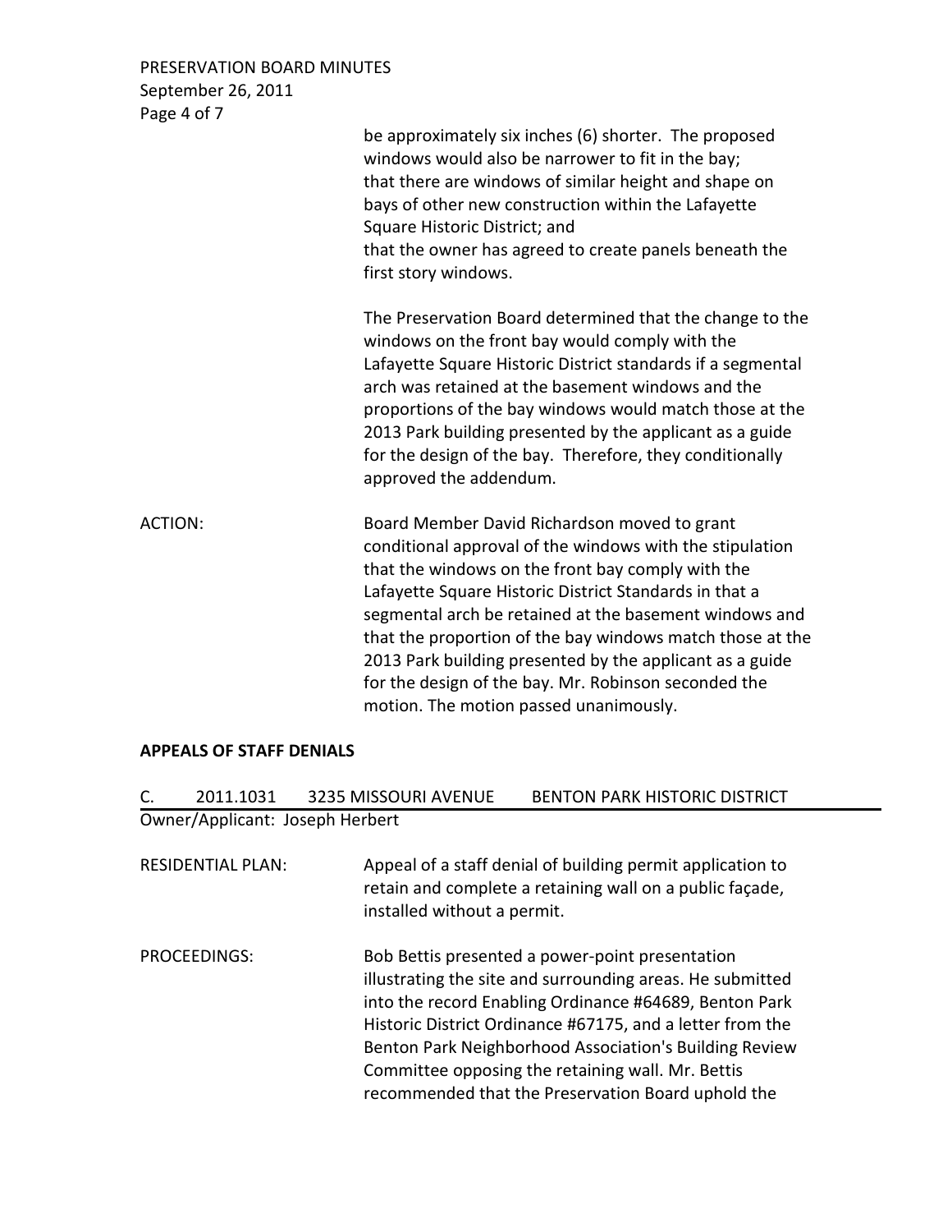be approximately six inches (6) shorter. The proposed windows would also be narrower to fit in the bay; that there are windows of similar height and shape on bays of other new construction within the Lafayette Square Historic District; and that the owner has agreed to create panels beneath the first story windows.

The Preservation Board determined that the change to the windows on the front bay would comply with the Lafayette Square Historic District standards if a segmental arch was retained at the basement windows and the proportions of the bay windows would match those at the 2013 Park building presented by the applicant as a guide for the design of the bay. Therefore, they conditionally approved the addendum.

ACTION: Board Member David Richardson moved to grant conditional approval of the windows with the stipulation that the windows on the front bay comply with the Lafayette Square Historic District Standards in that a segmental arch be retained at the basement windows and that the proportion of the bay windows match those at the 2013 Park building presented by the applicant as a guide for the design of the bay. Mr. Robinson seconded the motion. The motion passed unanimously.

**APPEALS OF STAFF DENIALS**

C. 2011.1031 3235 MISSOURI AVENUE BENTON PARK HISTORIC DISTRICT

Owner/Applicant: Joseph Herbert

RESIDENTIAL PLAN: Appeal of a staff denial of building permit application to retain and complete a retaining wall on a public façade, installed without a permit.

PROCEEDINGS: Bob Bettis presented a power-point presentation illustrating the site and surrounding areas. He submitted into the record Enabling Ordinance #64689, Benton Park Historic District Ordinance #67175, and a letter from the Benton Park Neighborhood Association's Building Review Committee opposing the retaining wall. Mr. Bettis recommended that the Preservation Board uphold the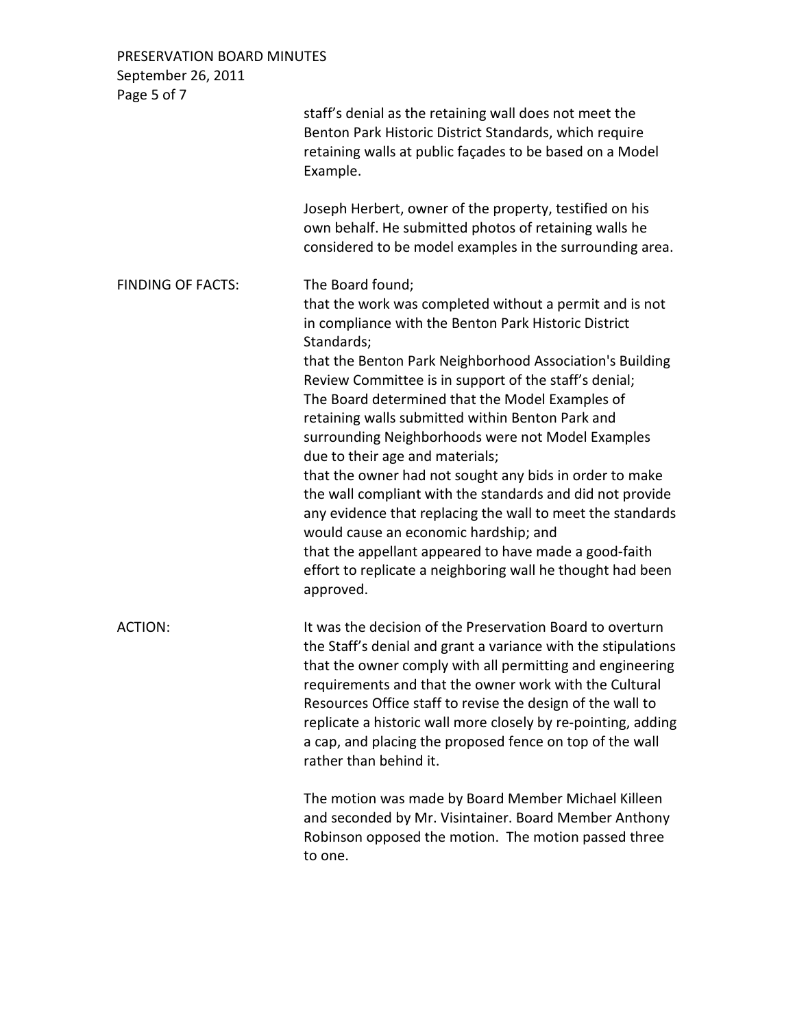staff's denial as the retaining wall does not meet the Benton Park Historic District Standards, which require retaining walls at public façades to be based on a Model Example.

Joseph Herbert, owner of the property, testified on his own behalf. He submitted photos of retaining walls he considered to be model examples in the surrounding area.

FINDING OF FACTS: The Board found;
that the work was completed without a permit and is not in compliance with the Benton Park Historic District Standards;
that the Benton Park Neighborhood Association's Building Review Committee is in support of the staff's denial;
The Board determined that the Model Examples of retaining walls submitted within Benton Park and surrounding Neighborhoods were not Model Examples due to their age and materials;
that the owner had not sought any bids in order to make the wall compliant with the standards and did not provide any evidence that replacing the wall to meet the standards would cause an economic hardship; and
that the appellant appeared to have made a good-faith effort to replicate a neighboring wall he thought had been approved.

ACTION: It was the decision of the Preservation Board to overturn the Staff's denial and grant a variance with the stipulations that the owner comply with all permitting and engineering requirements and that the owner work with the Cultural Resources Office staff to revise the design of the wall to replicate a historic wall more closely by re-pointing, adding a cap, and placing the proposed fence on top of the wall rather than behind it.

The motion was made by Board Member Michael Killeen and seconded by Mr. Visintainer. Board Member Anthony Robinson opposed the motion. The motion passed three to one.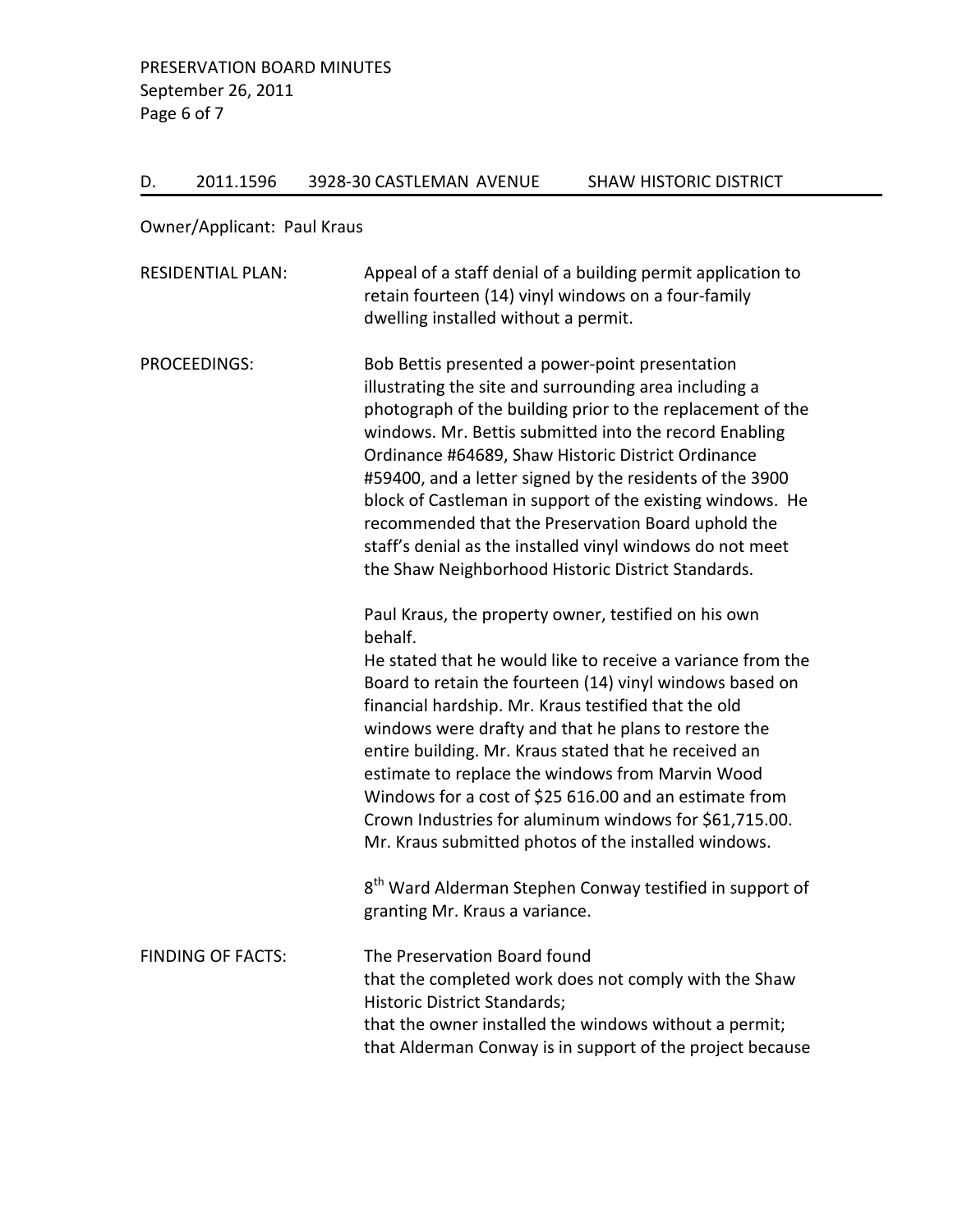## D. 2011.1596 3928-30 CASTLEMAN AVENUE SHAW HISTORIC DISTRICT

Owner/Applicant: Paul Kraus

RESIDENTIAL PLAN: Appeal of a staff denial of a building permit application to retain fourteen (14) vinyl windows on a four-family dwelling installed without a permit.

PROCEEDINGS: Bob Bettis presented a power-point presentation illustrating the site and surrounding area including a photograph of the building prior to the replacement of the windows. Mr. Bettis submitted into the record Enabling Ordinance #64689, Shaw Historic District Ordinance #59400, and a letter signed by the residents of the 3900 block of Castleman in support of the existing windows. He recommended that the Preservation Board uphold the staff's denial as the installed vinyl windows do not meet the Shaw Neighborhood Historic District Standards.

Paul Kraus, the property owner, testified on his own behalf.
He stated that he would like to receive a variance from the Board to retain the fourteen (14) vinyl windows based on financial hardship. Mr. Kraus testified that the old windows were drafty and that he plans to restore the entire building. Mr. Kraus stated that he received an estimate to replace the windows from Marvin Wood Windows for a cost of $25 616.00 and an estimate from Crown Industries for aluminum windows for $61,715.00. Mr. Kraus submitted photos of the installed windows.

8th Ward Alderman Stephen Conway testified in support of granting Mr. Kraus a variance.

FINDING OF FACTS: The Preservation Board found
that the completed work does not comply with the Shaw Historic District Standards;
that the owner installed the windows without a permit;
that Alderman Conway is in support of the project because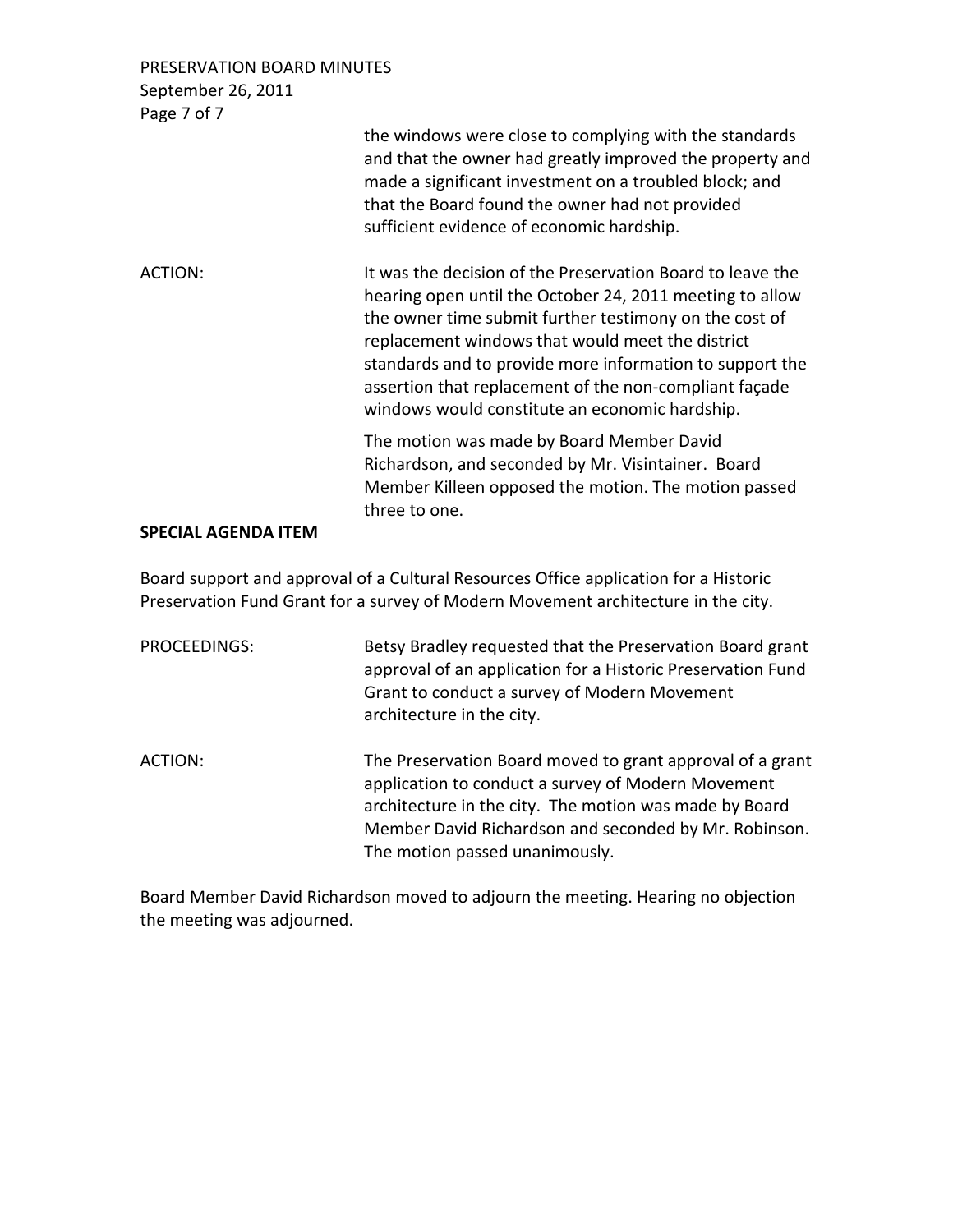the windows were close to complying with the standards and that the owner had greatly improved the property and made a significant investment on a troubled block; and that the Board found the owner had not provided sufficient evidence of economic hardship.

ACTION: It was the decision of the Preservation Board to leave the hearing open until the October 24, 2011 meeting to allow the owner time submit further testimony on the cost of replacement windows that would meet the district standards and to provide more information to support the assertion that replacement of the non-compliant façade windows would constitute an economic hardship.

The motion was made by Board Member David Richardson, and seconded by Mr. Visintainer. Board Member Killeen opposed the motion. The motion passed three to one.

**SPECIAL AGENDA ITEM**

Board support and approval of a Cultural Resources Office application for a Historic Preservation Fund Grant for a survey of Modern Movement architecture in the city.

PROCEEDINGS: Betsy Bradley requested that the Preservation Board grant approval of an application for a Historic Preservation Fund Grant to conduct a survey of Modern Movement architecture in the city.

ACTION: The Preservation Board moved to grant approval of a grant application to conduct a survey of Modern Movement architecture in the city. The motion was made by Board Member David Richardson and seconded by Mr. Robinson. The motion passed unanimously.

Board Member David Richardson moved to adjourn the meeting. Hearing no objection the meeting was adjourned.